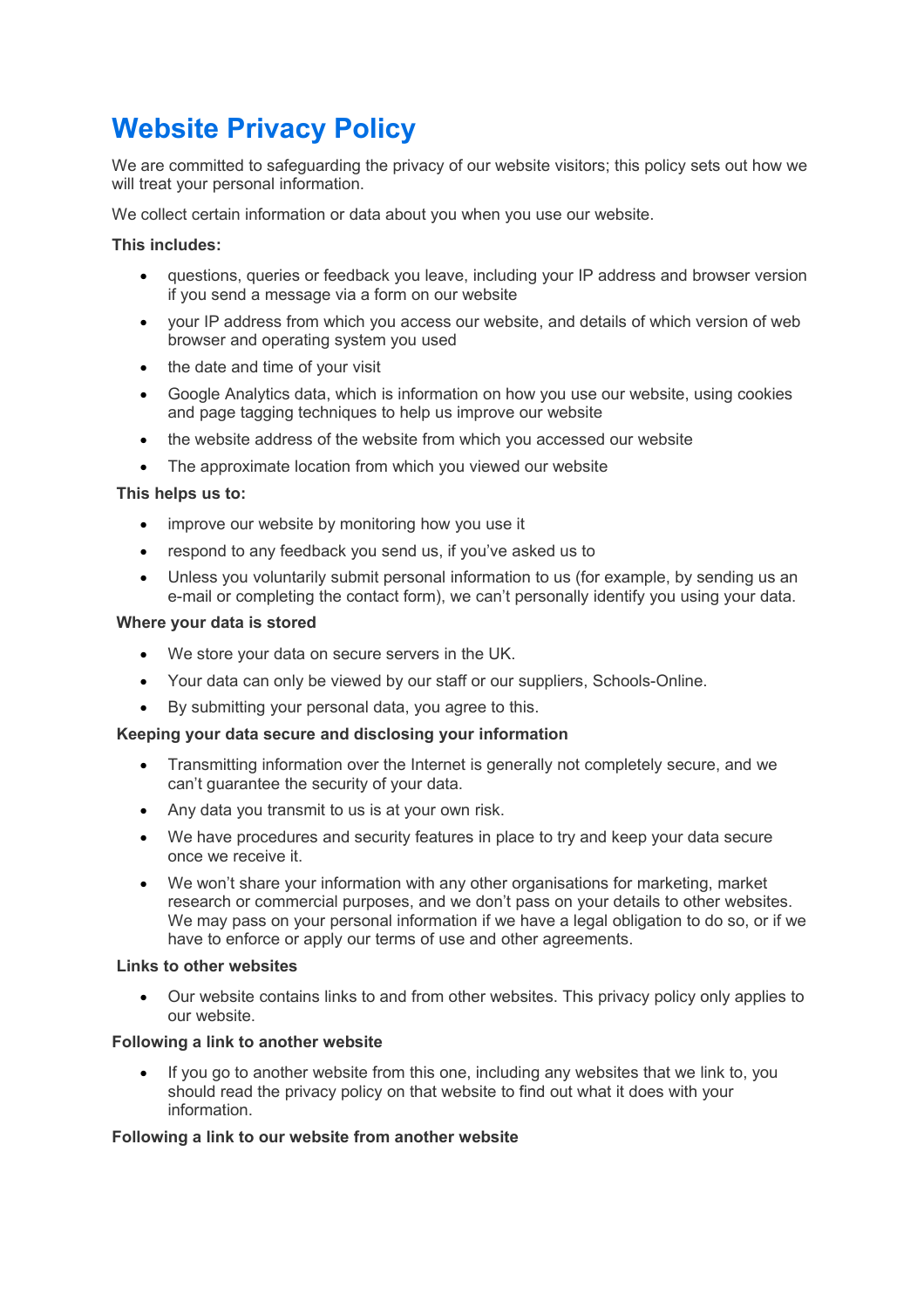# Website Privacy Policy

We are committed to safeguarding the privacy of our website visitors; this policy sets out how we will treat your personal information.

We collect certain information or data about you when you use our website.

**This includes:**

- questions, queries or feedback you leave, including your IP address and browser version if you send a message via a form on our website
- your IP address from which you access our website, and details of which version of web browser and operating system you used
- the date and time of your visit
- Google Analytics data, which is information on how you use our website, using cookies and page tagging techniques to help us improve our website
- the website address of the website from which you accessed our website
- The approximate location from which you viewed our website

**This helps us to:**

- improve our website by monitoring how you use it
- respond to any feedback you send us, if you've asked us to
- Unless you voluntarily submit personal information to us (for example, by sending us an e-mail or completing the contact form), we can't personally identify you using your data.

**Where your data is stored**

- We store your data on secure servers in the UK.
- Your data can only be viewed by our staff or our suppliers, Schools-Online.
- By submitting your personal data, you agree to this.

**Keeping your data secure and disclosing your information**

- Transmitting information over the Internet is generally not completely secure, and we can't guarantee the security of your data.
- Any data you transmit to us is at your own risk.
- We have procedures and security features in place to try and keep your data secure once we receive it.
- We won't share your information with any other organisations for marketing, market research or commercial purposes, and we don't pass on your details to other websites. We may pass on your personal information if we have a legal obligation to do so, or if we have to enforce or apply our terms of use and other agreements.

**Links to other websites**

- Our website contains links to and from other websites. This privacy policy only applies to our website.

**Following a link to another website**

- If you go to another website from this one, including any websites that we link to, you should read the privacy policy on that website to find out what it does with your information.

**Following a link to our website from another website**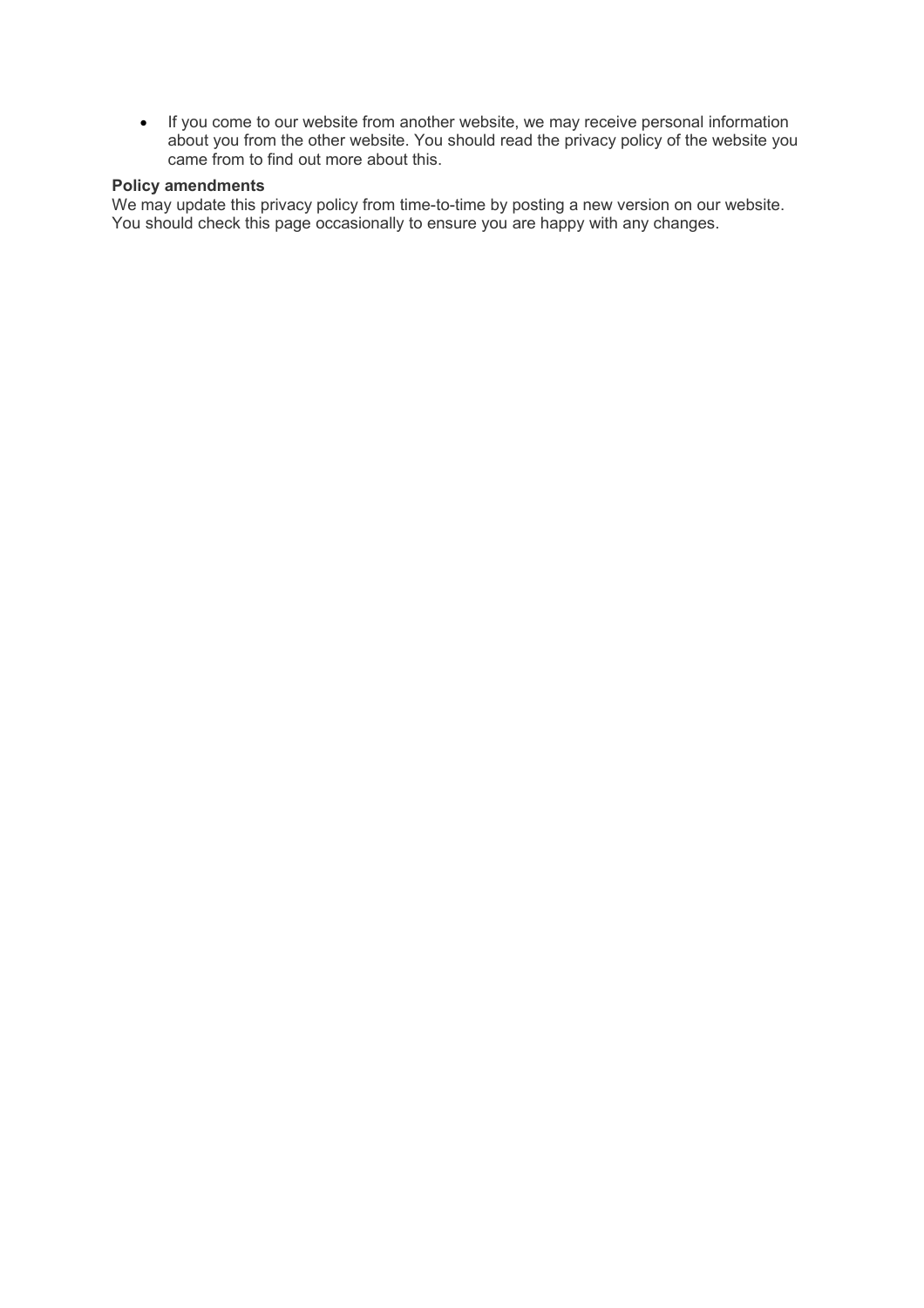- If you come to our website from another website, we may receive personal information about you from the other website. You should read the privacy policy of the website you came from to find out more about this.

**Policy amendments**

We may update this privacy policy from time-to-time by posting a new version on our website. You should check this page occasionally to ensure you are happy with any changes.